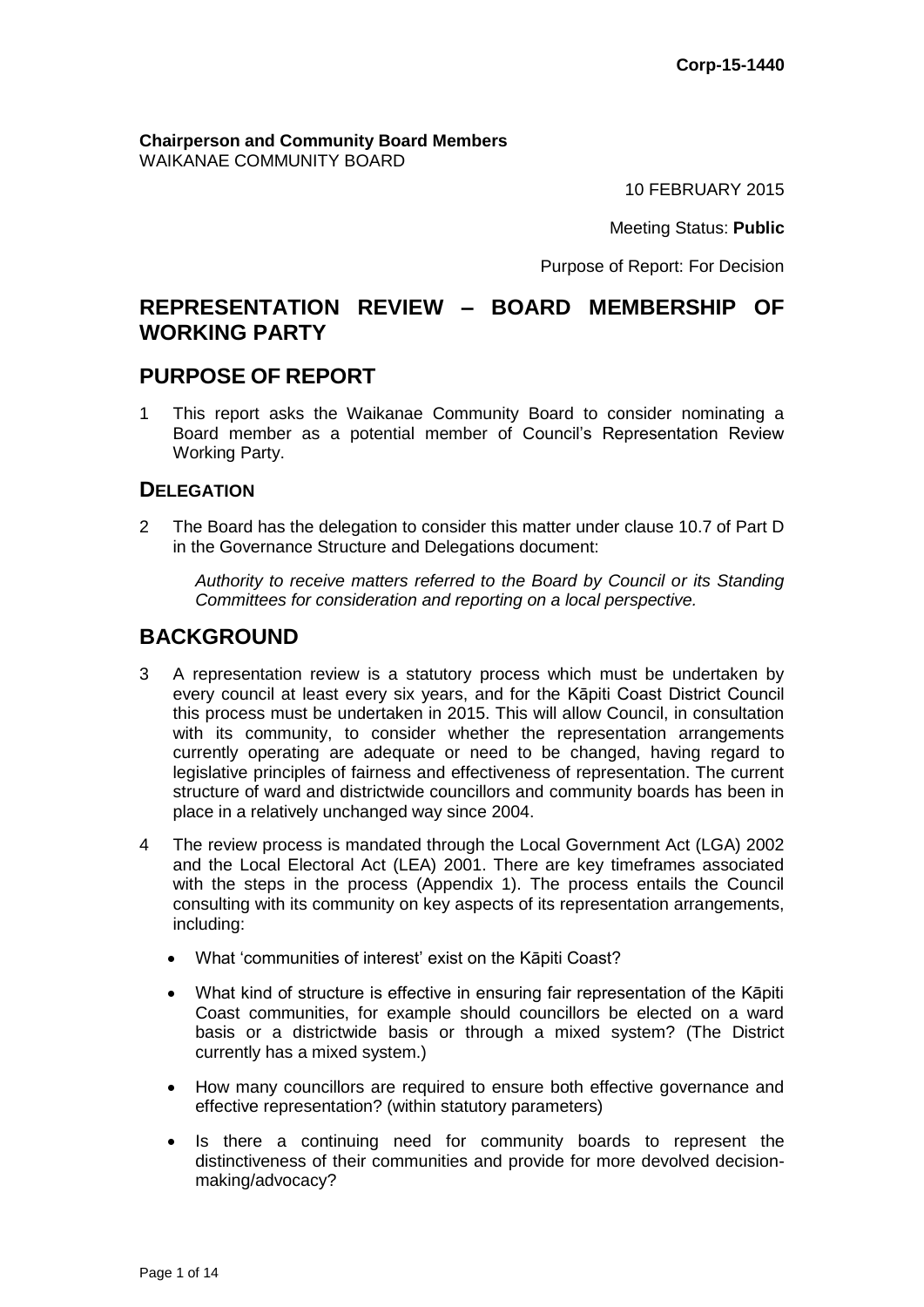Corp-15-1440

**Chairperson and Community Board Members**
WAIKANAE COMMUNITY BOARD

10 FEBRUARY 2015

Meeting Status: **Public**

Purpose of Report: For Decision

# REPRESENTATION REVIEW – BOARD MEMBERSHIP OF WORKING PARTY

## PURPOSE OF REPORT

1 This report asks the Waikanae Community Board to consider nominating a Board member as a potential member of Council's Representation Review Working Party.

### DELEGATION

2 The Board has the delegation to consider this matter under clause 10.7 of Part D in the Governance Structure and Delegations document:

*Authority to receive matters referred to the Board by Council or its Standing Committees for consideration and reporting on a local perspective.*

## BACKGROUND

3 A representation review is a statutory process which must be undertaken by every council at least every six years, and for the Kāpiti Coast District Council this process must be undertaken in 2015. This will allow Council, in consultation with its community, to consider whether the representation arrangements currently operating are adequate or need to be changed, having regard to legislative principles of fairness and effectiveness of representation. The current structure of ward and districtwide councillors and community boards has been in place in a relatively unchanged way since 2004.

4 The review process is mandated through the Local Government Act (LGA) 2002 and the Local Electoral Act (LEA) 2001. There are key timeframes associated with the steps in the process (Appendix 1). The process entails the Council consulting with its community on key aspects of its representation arrangements, including:

- What 'communities of interest' exist on the Kāpiti Coast?
- What kind of structure is effective in ensuring fair representation of the Kāpiti Coast communities, for example should councillors be elected on a ward basis or a districtwide basis or through a mixed system? (The District currently has a mixed system.)
- How many councillors are required to ensure both effective governance and effective representation? (within statutory parameters)
- Is there a continuing need for community boards to represent the distinctiveness of their communities and provide for more devolved decision-making/advocacy?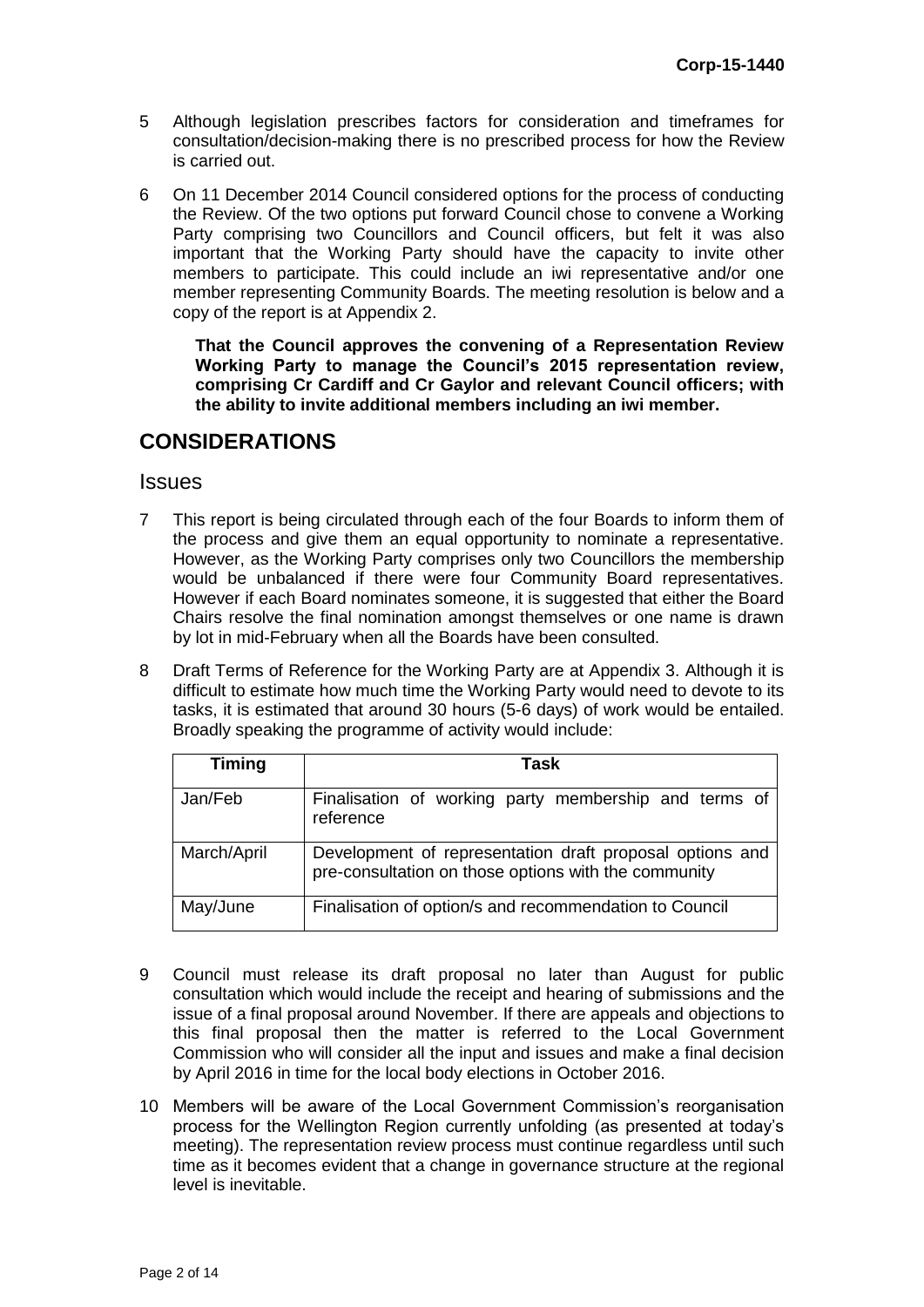5 Although legislation prescribes factors for consideration and timeframes for consultation/decision-making there is no prescribed process for how the Review is carried out.

6 On 11 December 2014 Council considered options for the process of conducting the Review. Of the two options put forward Council chose to convene a Working Party comprising two Councillors and Council officers, but felt it was also important that the Working Party should have the capacity to invite other members to participate. This could include an iwi representative and/or one member representing Community Boards. The meeting resolution is below and a copy of the report is at Appendix 2.

> **That the Council approves the convening of a Representation Review Working Party to manage the Council's 2015 representation review, comprising Cr Cardiff and Cr Gaylor and relevant Council officers; with the ability to invite additional members including an iwi member.**

## CONSIDERATIONS

### Issues

7 This report is being circulated through each of the four Boards to inform them of the process and give them an equal opportunity to nominate a representative. However, as the Working Party comprises only two Councillors the membership would be unbalanced if there were four Community Board representatives. However if each Board nominates someone, it is suggested that either the Board Chairs resolve the final nomination amongst themselves or one name is drawn by lot in mid-February when all the Boards have been consulted.

8 Draft Terms of Reference for the Working Party are at Appendix 3. Although it is difficult to estimate how much time the Working Party would need to devote to its tasks, it is estimated that around 30 hours (5-6 days) of work would be entailed. Broadly speaking the programme of activity would include:

| Timing | Task |
|---|---|
| Jan/Feb | Finalisation of working party membership and terms of reference |
| March/April | Development of representation draft proposal options and pre-consultation on those options with the community |
| May/June | Finalisation of option/s and recommendation to Council |

9 Council must release its draft proposal no later than August for public consultation which would include the receipt and hearing of submissions and the issue of a final proposal around November. If there are appeals and objections to this final proposal then the matter is referred to the Local Government Commission who will consider all the input and issues and make a final decision by April 2016 in time for the local body elections in October 2016.

10 Members will be aware of the Local Government Commission's reorganisation process for the Wellington Region currently unfolding (as presented at today's meeting). The representation review process must continue regardless until such time as it becomes evident that a change in governance structure at the regional level is inevitable.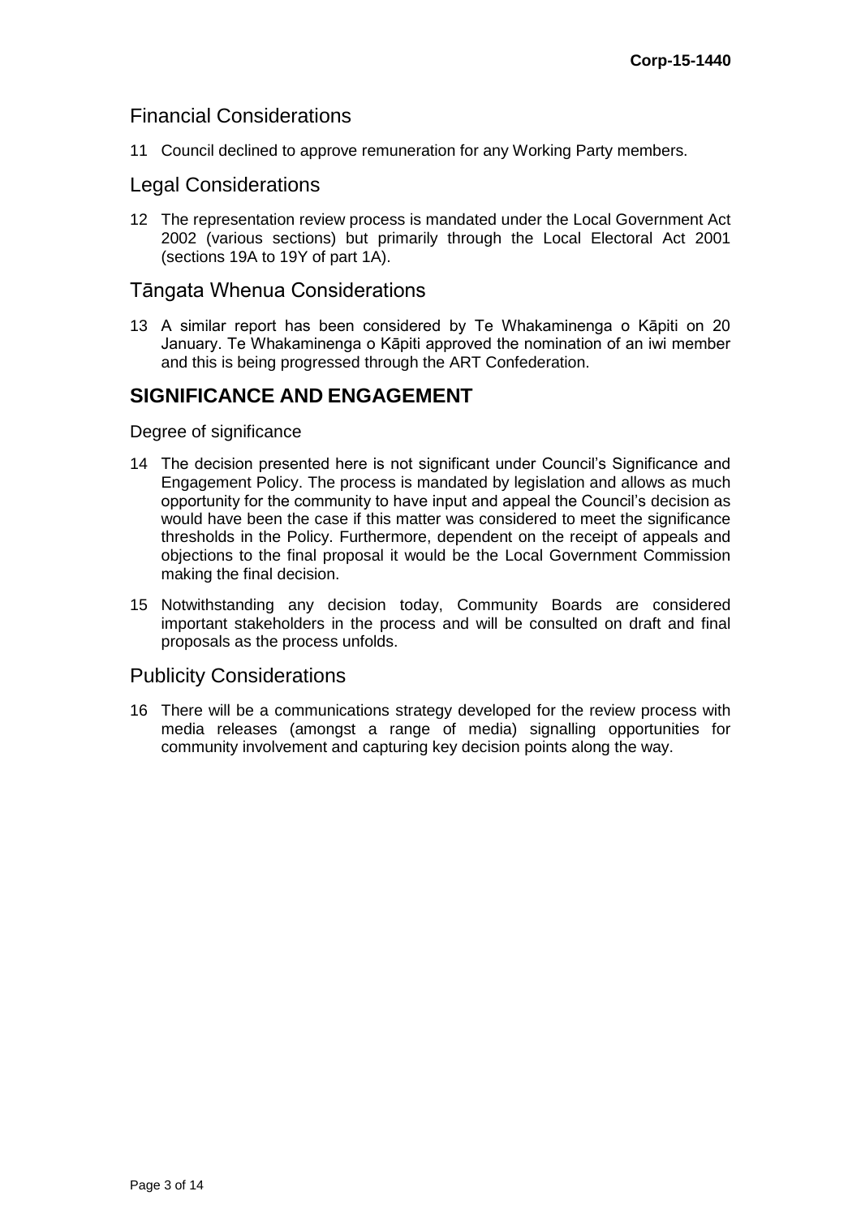## Financial Considerations

11 Council declined to approve remuneration for any Working Party members.

## Legal Considerations

12 The representation review process is mandated under the Local Government Act 2002 (various sections) but primarily through the Local Electoral Act 2001 (sections 19A to 19Y of part 1A).

## Tāngata Whenua Considerations

13 A similar report has been considered by Te Whakaminenga o Kāpiti on 20 January. Te Whakaminenga o Kāpiti approved the nomination of an iwi member and this is being progressed through the ART Confederation.

# SIGNIFICANCE AND ENGAGEMENT

Degree of significance

14 The decision presented here is not significant under Council's Significance and Engagement Policy. The process is mandated by legislation and allows as much opportunity for the community to have input and appeal the Council's decision as would have been the case if this matter was considered to meet the significance thresholds in the Policy. Furthermore, dependent on the receipt of appeals and objections to the final proposal it would be the Local Government Commission making the final decision.

15 Notwithstanding any decision today, Community Boards are considered important stakeholders in the process and will be consulted on draft and final proposals as the process unfolds.

## Publicity Considerations

16 There will be a communications strategy developed for the review process with media releases (amongst a range of media) signalling opportunities for community involvement and capturing key decision points along the way.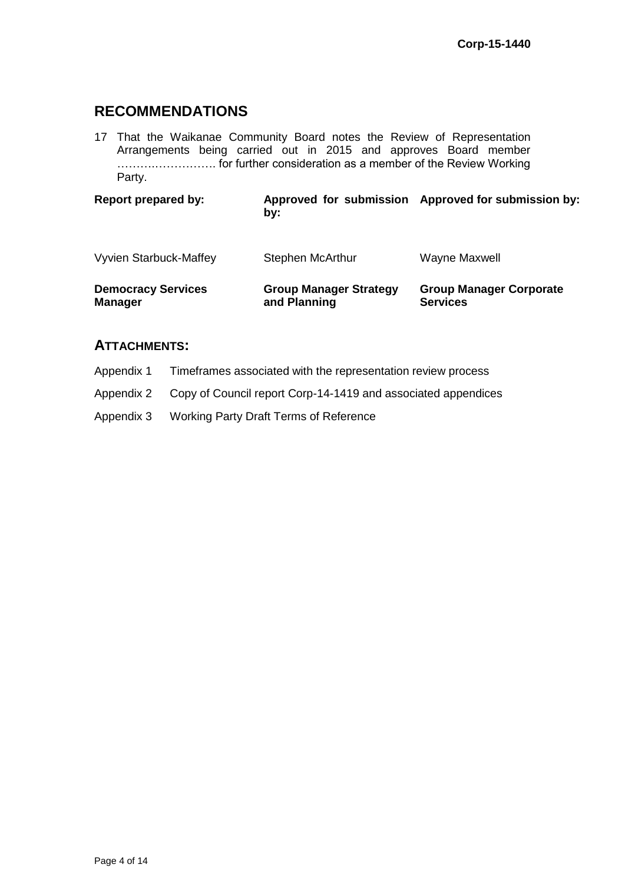## RECOMMENDATIONS

17 That the Waikanae Community Board notes the Review of Representation Arrangements being carried out in 2015 and approves Board member ……….……………. for further consideration as a member of the Review Working Party.

| **Report prepared by:** | **Approved for submission by:** | **Approved for submission by:** |
|---|---|---|
| Vyvien Starbuck-Maffey | Stephen McArthur | Wayne Maxwell |
| **Democracy Services Manager** | **Group Manager Strategy and Planning** | **Group Manager Corporate Services** |

## ATTACHMENTS:

Appendix 1 Timeframes associated with the representation review process

Appendix 2 Copy of Council report Corp-14-1419 and associated appendices

Appendix 3 Working Party Draft Terms of Reference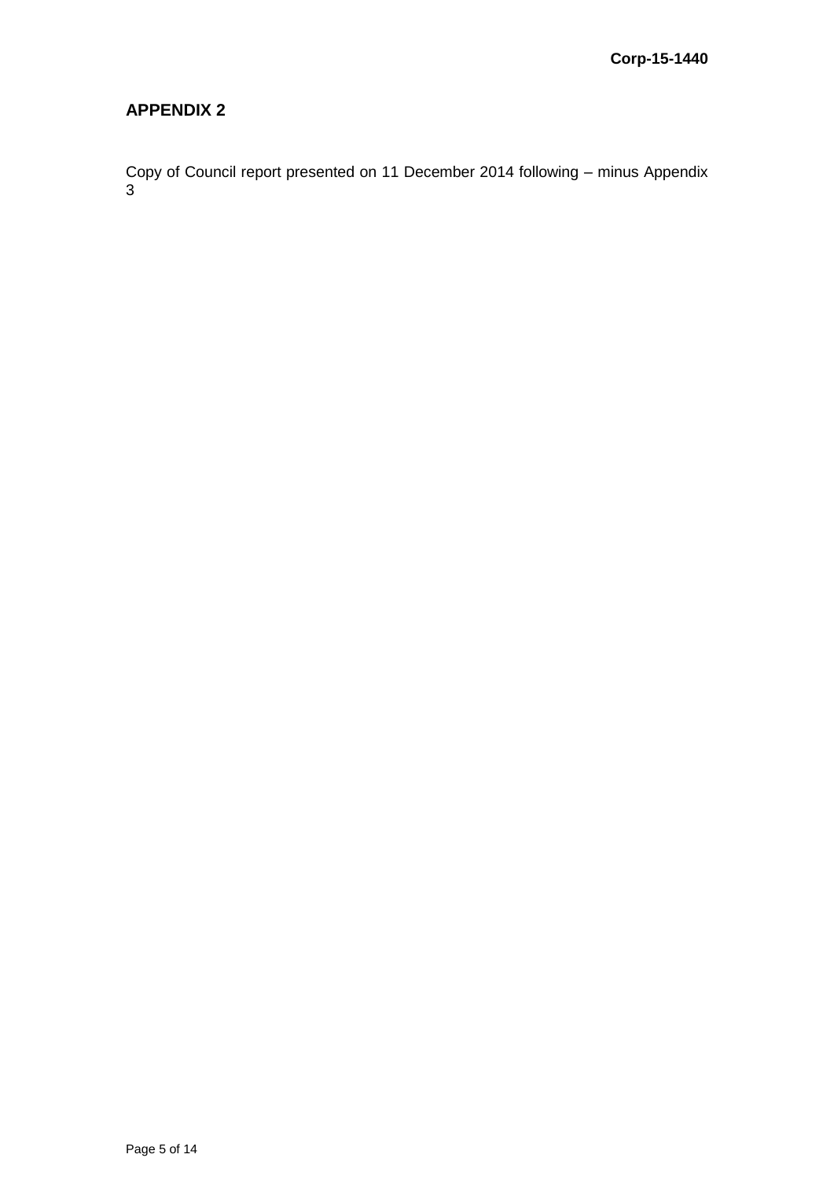## APPENDIX 2

Copy of Council report presented on 11 December 2014 following – minus Appendix 3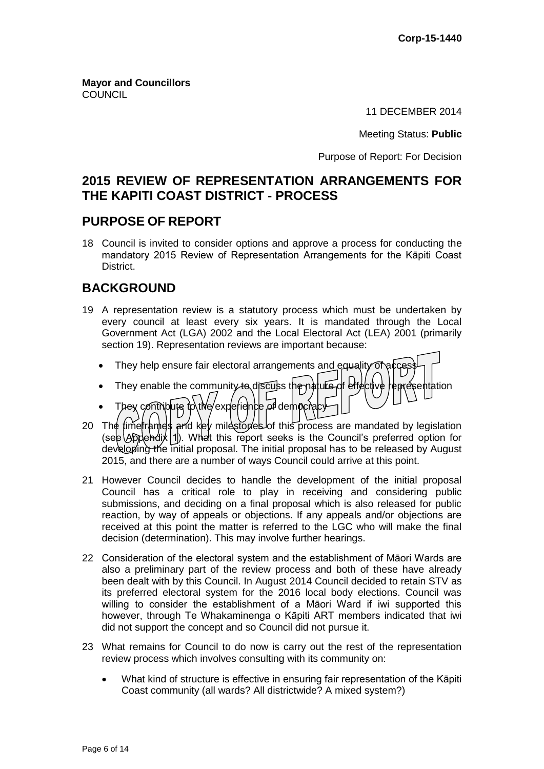**Mayor and Councillors**
COUNCIL

11 DECEMBER 2014

Meeting Status: **Public**

Purpose of Report: For Decision

## 2015 REVIEW OF REPRESENTATION ARRANGEMENTS FOR THE KAPITI COAST DISTRICT - PROCESS

## PURPOSE OF REPORT

18 Council is invited to consider options and approve a process for conducting the mandatory 2015 Review of Representation Arrangements for the Kāpiti Coast District.

## BACKGROUND

19 A representation review is a statutory process which must be undertaken by every council at least every six years. It is mandated through the Local Government Act (LGA) 2002 and the Local Electoral Act (LEA) 2001 (primarily section 19). Representation reviews are important because:

- They help ensure fair electoral arrangements and equality of access
- They enable the community to discuss the nature of effective representation
- They contribute to the experience of democracy

20 The timeframes and key milestones of this process are mandated by legislation (see Appendix 1). What this report seeks is the Council's preferred option for developing the initial proposal. The initial proposal has to be released by August 2015, and there are a number of ways Council could arrive at this point.

21 However Council decides to handle the development of the initial proposal Council has a critical role to play in receiving and considering public submissions, and deciding on a final proposal which is also released for public reaction, by way of appeals or objections. If any appeals and/or objections are received at this point the matter is referred to the LGC who will make the final decision (determination). This may involve further hearings.

22 Consideration of the electoral system and the establishment of Māori Wards are also a preliminary part of the review process and both of these have already been dealt with by this Council. In August 2014 Council decided to retain STV as its preferred electoral system for the 2016 local body elections. Council was willing to consider the establishment of a Māori Ward if iwi supported this however, through Te Whakaminenga o Kāpiti ART members indicated that iwi did not support the concept and so Council did not pursue it.

23 What remains for Council to do now is carry out the rest of the representation review process which involves consulting with its community on:

- What kind of structure is effective in ensuring fair representation of the Kāpiti Coast community (all wards? All districtwide? A mixed system?)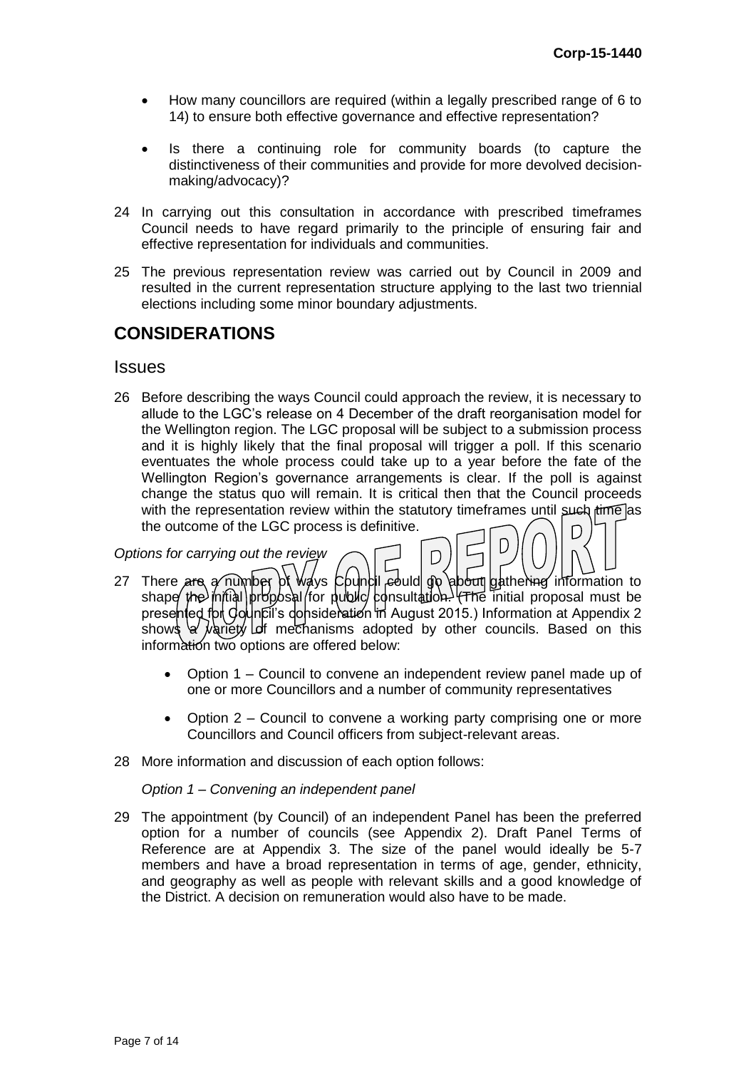- How many councillors are required (within a legally prescribed range of 6 to 14) to ensure both effective governance and effective representation?
- Is there a continuing role for community boards (to capture the distinctiveness of their communities and provide for more devolved decision-making/advocacy)?

24 In carrying out this consultation in accordance with prescribed timeframes Council needs to have regard primarily to the principle of ensuring fair and effective representation for individuals and communities.

25 The previous representation review was carried out by Council in 2009 and resulted in the current representation structure applying to the last two triennial elections including some minor boundary adjustments.

## CONSIDERATIONS

### Issues

26 Before describing the ways Council could approach the review, it is necessary to allude to the LGC's release on 4 December of the draft reorganisation model for the Wellington region. The LGC proposal will be subject to a submission process and it is highly likely that the final proposal will trigger a poll. If this scenario eventuates the whole process could take up to a year before the fate of the Wellington Region's governance arrangements is clear. If the poll is against change the status quo will remain. It is critical then that the Council proceeds with the representation review within the statutory timeframes until such time as the outcome of the LGC process is definitive.

*Options for carrying out the review*

27 There are a number of ways Council could go about gathering information to shape the initial proposal for public consultation. (The initial proposal must be presented for Council's consideration in August 2015.) Information at Appendix 2 shows a variety of mechanisms adopted by other councils. Based on this information two options are offered below:

- Option 1 – Council to convene an independent review panel made up of one or more Councillors and a number of community representatives
- Option 2 – Council to convene a working party comprising one or more Councillors and Council officers from subject-relevant areas.

28 More information and discussion of each option follows:

*Option 1 – Convening an independent panel*

29 The appointment (by Council) of an independent Panel has been the preferred option for a number of councils (see Appendix 2). Draft Panel Terms of Reference are at Appendix 3. The size of the panel would ideally be 5-7 members and have a broad representation in terms of age, gender, ethnicity, and geography as well as people with relevant skills and a good knowledge of the District. A decision on remuneration would also have to be made.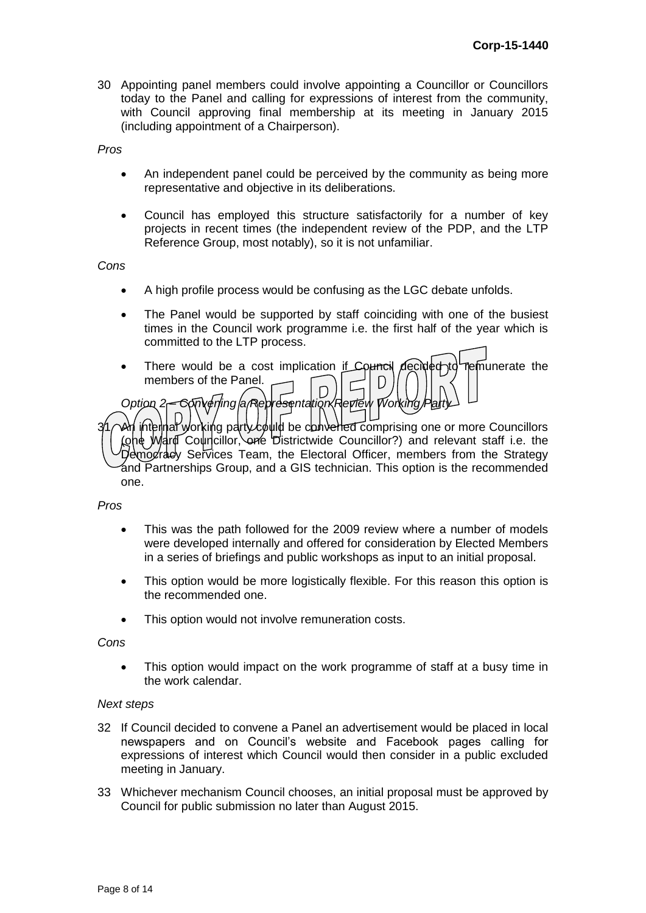30 Appointing panel members could involve appointing a Councillor or Councillors today to the Panel and calling for expressions of interest from the community, with Council approving final membership at its meeting in January 2015 (including appointment of a Chairperson).

*Pros*

- An independent panel could be perceived by the community as being more representative and objective in its deliberations.
- Council has employed this structure satisfactorily for a number of key projects in recent times (the independent review of the PDP, and the LTP Reference Group, most notably), so it is not unfamiliar.

*Cons*

- A high profile process would be confusing as the LGC debate unfolds.
- The Panel would be supported by staff coinciding with one of the busiest times in the Council work programme i.e. the first half of the year which is committed to the LTP process.
- There would be a cost implication if Council decided to remunerate the members of the Panel.

*Option 2 – Convening a Representation Review Working Party*

31 An internal working party could be convened comprising one or more Councillors (one Ward Councillor, one Districtwide Councillor?) and relevant staff i.e. the Democracy Services Team, the Electoral Officer, members from the Strategy and Partnerships Group, and a GIS technician. This option is the recommended one.

*Pros*

- This was the path followed for the 2009 review where a number of models were developed internally and offered for consideration by Elected Members in a series of briefings and public workshops as input to an initial proposal.
- This option would be more logistically flexible. For this reason this option is the recommended one.
- This option would not involve remuneration costs.

*Cons*

- This option would impact on the work programme of staff at a busy time in the work calendar.

*Next steps*

32 If Council decided to convene a Panel an advertisement would be placed in local newspapers and on Council's website and Facebook pages calling for expressions of interest which Council would then consider in a public excluded meeting in January.

33 Whichever mechanism Council chooses, an initial proposal must be approved by Council for public submission no later than August 2015.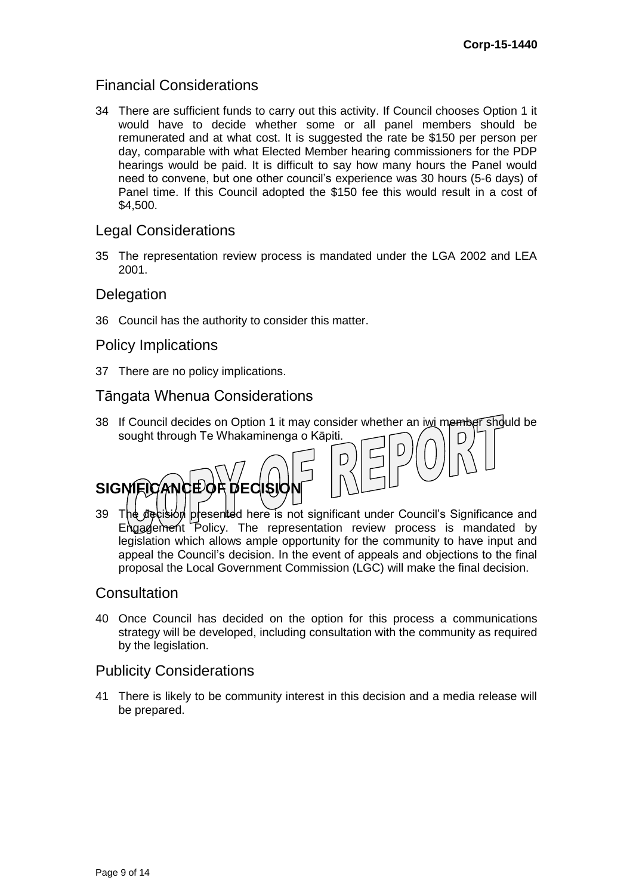## Financial Considerations

34 There are sufficient funds to carry out this activity. If Council chooses Option 1 it would have to decide whether some or all panel members should be remunerated and at what cost. It is suggested the rate be $150 per person per day, comparable with what Elected Member hearing commissioners for the PDP hearings would be paid. It is difficult to say how many hours the Panel would need to convene, but one other council's experience was 30 hours (5-6 days) of Panel time. If this Council adopted the $150 fee this would result in a cost of $4,500.

## Legal Considerations

35 The representation review process is mandated under the LGA 2002 and LEA 2001.

## Delegation

36 Council has the authority to consider this matter.

## Policy Implications

37 There are no policy implications.

## Tāngata Whenua Considerations

38 If Council decides on Option 1 it may consider whether an iwi member should be sought through Te Whakaminenga o Kāpiti.

# SIGNIFICANCE OF DECISION

39 The decision presented here is not significant under Council's Significance and Engagement Policy. The representation review process is mandated by legislation which allows ample opportunity for the community to have input and appeal the Council's decision. In the event of appeals and objections to the final proposal the Local Government Commission (LGC) will make the final decision.

## Consultation

40 Once Council has decided on the option for this process a communications strategy will be developed, including consultation with the community as required by the legislation.

## Publicity Considerations

41 There is likely to be community interest in this decision and a media release will be prepared.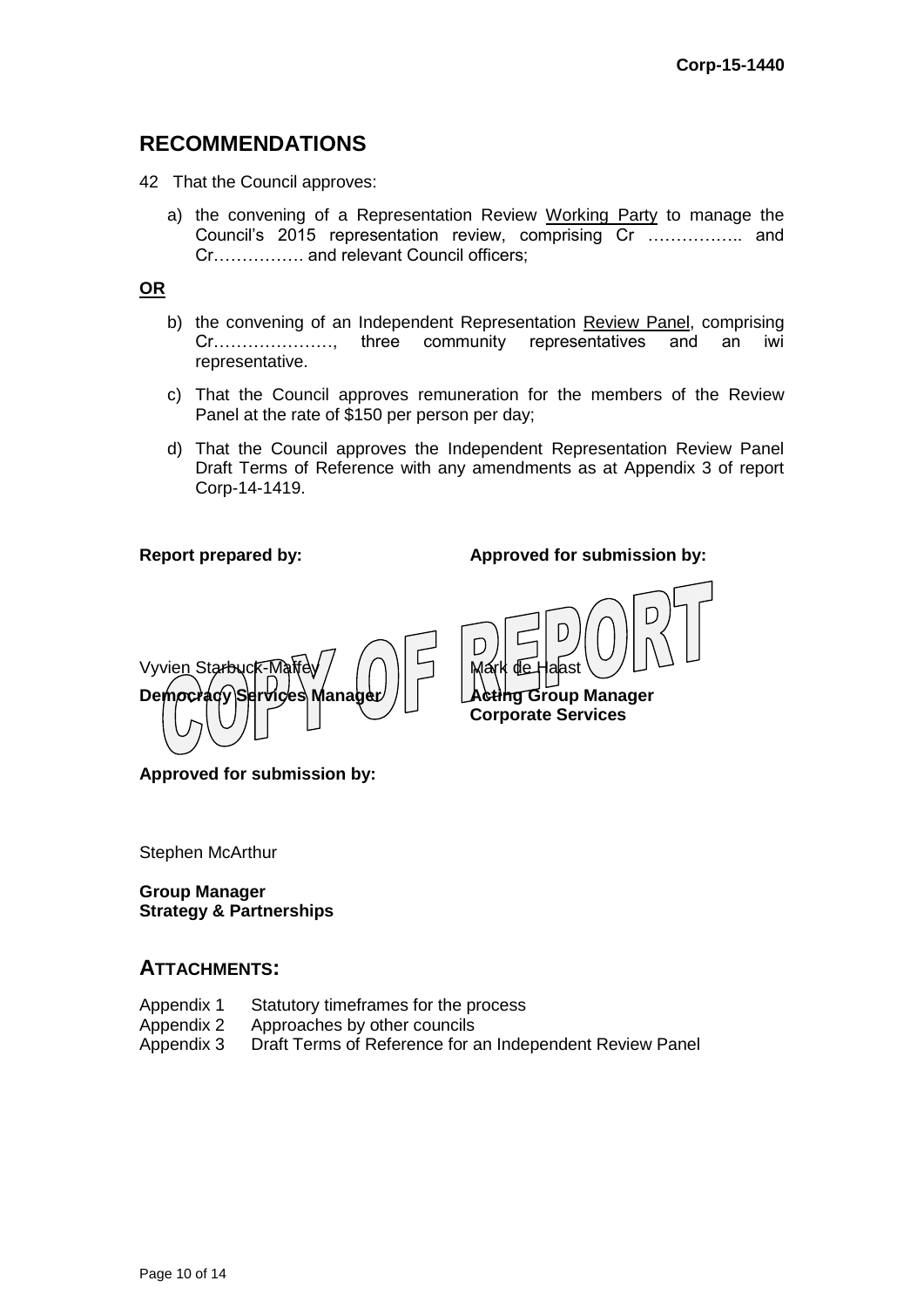## RECOMMENDATIONS

42 That the Council approves:

a) the convening of a Representation Review Working Party to manage the Council's 2015 representation review, comprising Cr …………….. and Cr……………. and relevant Council officers;

**OR**

b) the convening of an Independent Representation Review Panel, comprising Cr…………………, three community representatives and an iwi representative.

c) That the Council approves remuneration for the members of the Review Panel at the rate of $150 per person per day;

d) That the Council approves the Independent Representation Review Panel Draft Terms of Reference with any amendments as at Appendix 3 of report Corp-14-1419.

**Report prepared by:**

Vyvien Starbuck-Maffey
**Democracy Services Manager**

**Approved for submission by:**

Mark de Haast
**Acting Group Manager**
**Corporate Services**

COPY OF REPORT

**Approved for submission by:**

Stephen McArthur

**Group Manager**
**Strategy & Partnerships**

## ATTACHMENTS:

Appendix 1 Statutory timeframes for the process
Appendix 2 Approaches by other councils
Appendix 3 Draft Terms of Reference for an Independent Review Panel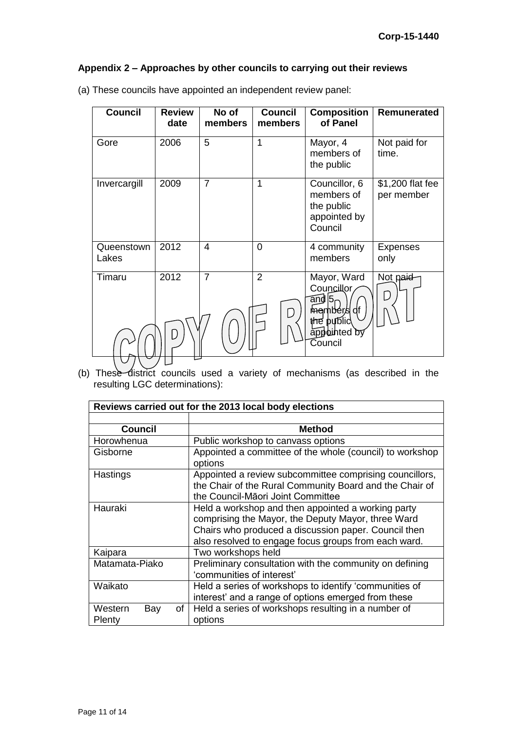**Appendix 2 – Approaches by other councils to carrying out their reviews**

(a) These councils have appointed an independent review panel:

| Council | Review date | No of members | Council members | Composition of Panel | Remunerated |
|---|---|---|---|---|---|
| Gore | 2006 | 5 | 1 | Mayor, 4 members of the public | Not paid for time. |
| Invercargill | 2009 | 7 | 1 | Councillor, 6 members of the public appointed by Council | $1,200 flat fee per member |
| Queenstown Lakes | 2012 | 4 | 0 | 4 community members | Expenses only |
| Timaru | 2012 | 7 | 2 | Mayor, Ward Councillor and 5 members of the public appointed by Council | Not paid |

(b) These district councils used a variety of mechanisms (as described in the resulting LGC determinations):

| Reviews carried out for the 2013 local body elections | |
|---|---|
| | |
| **Council** | **Method** |
| Horowhenua | Public workshop to canvass options |
| Gisborne | Appointed a committee of the whole (council) to workshop options |
| Hastings | Appointed a review subcommittee comprising councillors, the Chair of the Rural Community Board and the Chair of the Council-Māori Joint Committee |
| Hauraki | Held a workshop and then appointed a working party comprising the Mayor, the Deputy Mayor, three Ward Chairs who produced a discussion paper. Council then also resolved to engage focus groups from each ward. |
| Kaipara | Two workshops held |
| Matamata-Piako | Preliminary consultation with the community on defining 'communities of interest' |
| Waikato | Held a series of workshops to identify 'communities of interest' and a range of options emerged from these |
| Western Bay of Plenty | Held a series of workshops resulting in a number of options |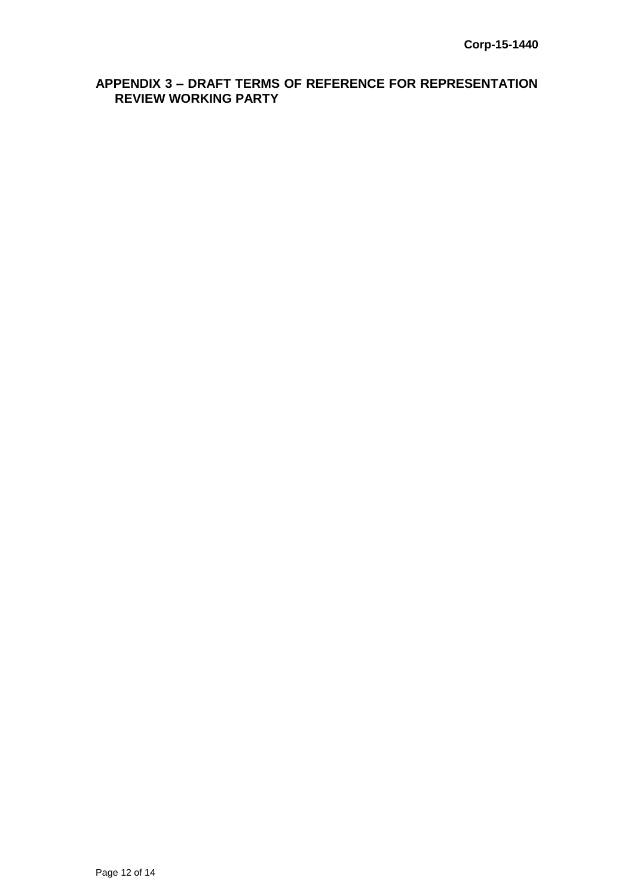## APPENDIX 3 – DRAFT TERMS OF REFERENCE FOR REPRESENTATION REVIEW WORKING PARTY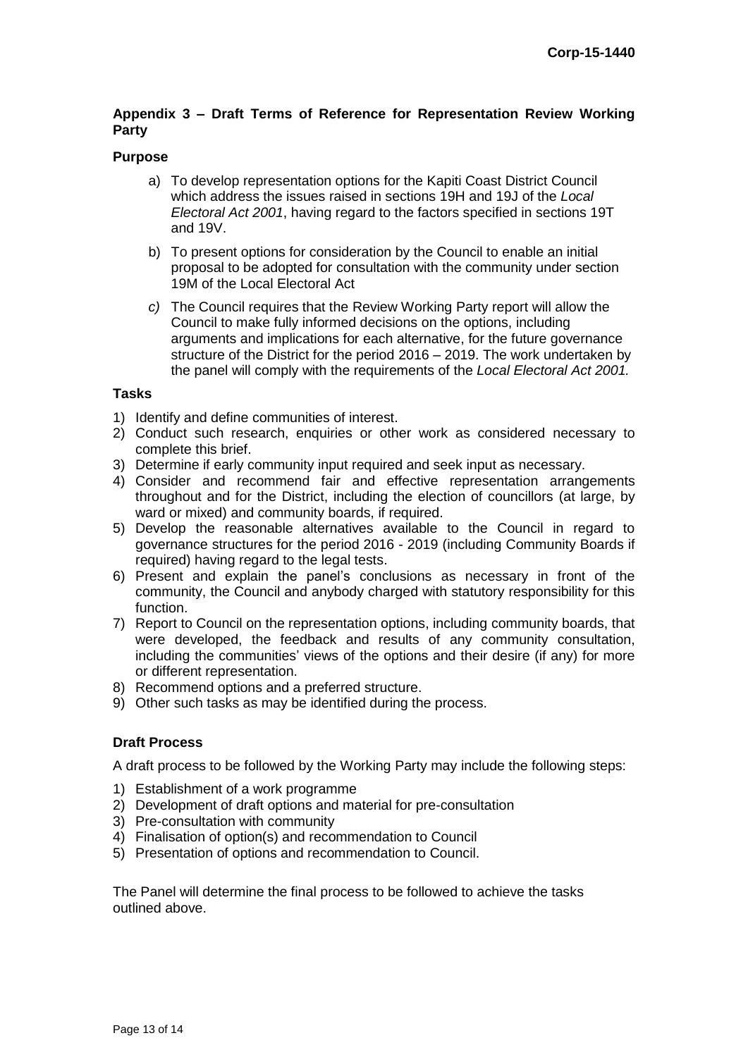## Appendix 3 – Draft Terms of Reference for Representation Review Working Party

### Purpose

a) To develop representation options for the Kapiti Coast District Council which address the issues raised in sections 19H and 19J of the *Local Electoral Act 2001*, having regard to the factors specified in sections 19T and 19V.

b) To present options for consideration by the Council to enable an initial proposal to be adopted for consultation with the community under section 19M of the Local Electoral Act

*c)* The Council requires that the Review Working Party report will allow the Council to make fully informed decisions on the options, including arguments and implications for each alternative, for the future governance structure of the District for the period 2016 – 2019. The work undertaken by the panel will comply with the requirements of the *Local Electoral Act 2001.*

### Tasks

1) Identify and define communities of interest.
2) Conduct such research, enquiries or other work as considered necessary to complete this brief.
3) Determine if early community input required and seek input as necessary.
4) Consider and recommend fair and effective representation arrangements throughout and for the District, including the election of councillors (at large, by ward or mixed) and community boards, if required.
5) Develop the reasonable alternatives available to the Council in regard to governance structures for the period 2016 - 2019 (including Community Boards if required) having regard to the legal tests.
6) Present and explain the panel's conclusions as necessary in front of the community, the Council and anybody charged with statutory responsibility for this function.
7) Report to Council on the representation options, including community boards, that were developed, the feedback and results of any community consultation, including the communities' views of the options and their desire (if any) for more or different representation.
8) Recommend options and a preferred structure.
9) Other such tasks as may be identified during the process.

### Draft Process

A draft process to be followed by the Working Party may include the following steps:

1) Establishment of a work programme
2) Development of draft options and material for pre-consultation
3) Pre-consultation with community
4) Finalisation of option(s) and recommendation to Council
5) Presentation of options and recommendation to Council.

The Panel will determine the final process to be followed to achieve the tasks outlined above.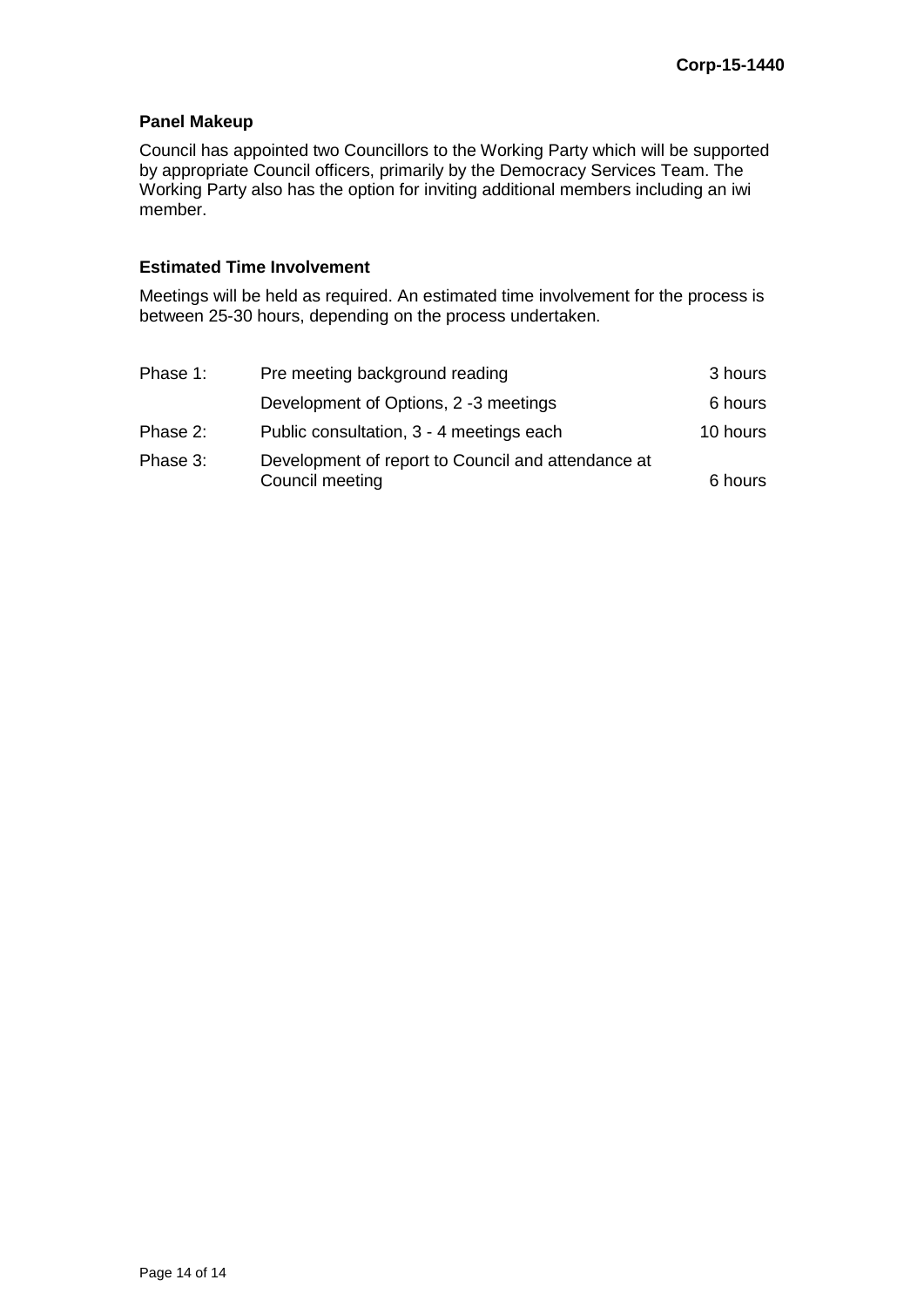#### Panel Makeup

Council has appointed two Councillors to the Working Party which will be supported by appropriate Council officers, primarily by the Democracy Services Team. The Working Party also has the option for inviting additional members including an iwi member.

#### Estimated Time Involvement

Meetings will be held as required. An estimated time involvement for the process is between 25-30 hours, depending on the process undertaken.

| | | |
|---|---|---|
| Phase 1: | Pre meeting background reading | 3 hours |
| | Development of Options, 2 -3 meetings | 6 hours |
| Phase 2: | Public consultation, 3 - 4 meetings each | 10 hours |
| Phase 3: | Development of report to Council and attendance at Council meeting | 6 hours |